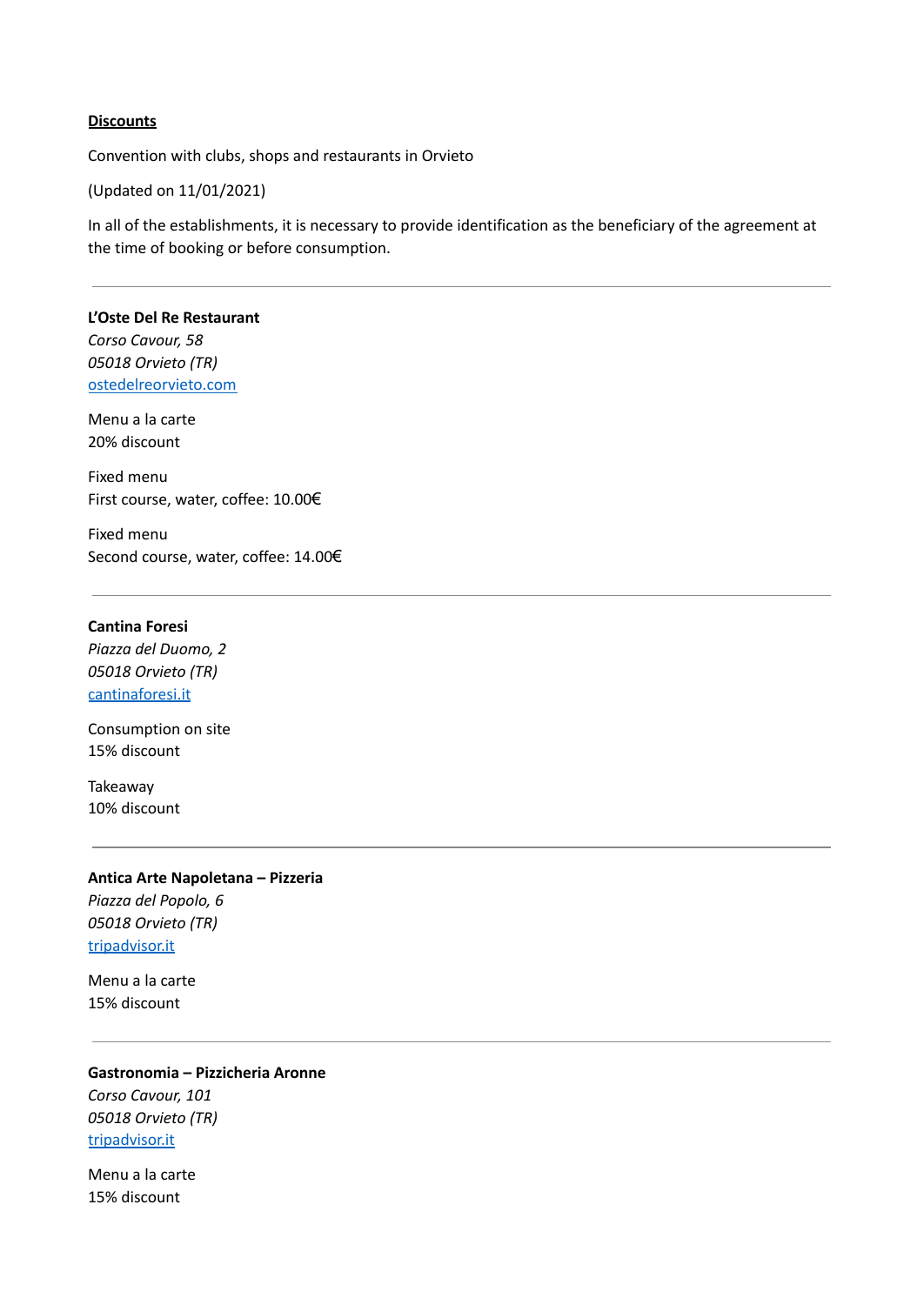**Discounts**

Convention with clubs, shops and restaurants in Orvieto

(Updated on 11/01/2021)

In all of the establishments, it is necessary to provide identification as the beneficiary of the agreement at the time of booking or before consumption.

---

**L’Oste Del Re Restaurant**
*Corso Cavour, 58*
*05018 Orvieto (TR)*
[ostedelreorvieto.com](ostedelreorvieto.com)

Menu a la carte
20% discount

Fixed menu
First course, water, coffee: 10.00€

Fixed menu
Second course, water, coffee: 14.00€

---

**Cantina Foresi**
*Piazza del Duomo, 2*
*05018 Orvieto (TR)*
[cantinaforesi.it](cantinaforesi.it)

Consumption on site
15% discount

Takeaway
10% discount

---

**Antica Arte Napoletana – Pizzeria**
*Piazza del Popolo, 6*
*05018 Orvieto (TR)*
[tripadvisor.it](tripadvisor.it)

Menu a la carte
15% discount

---

**Gastronomia – Pizzicheria Aronne**
*Corso Cavour, 101*
*05018 Orvieto (TR)*
[tripadvisor.it](tripadvisor.it)

Menu a la carte
15% discount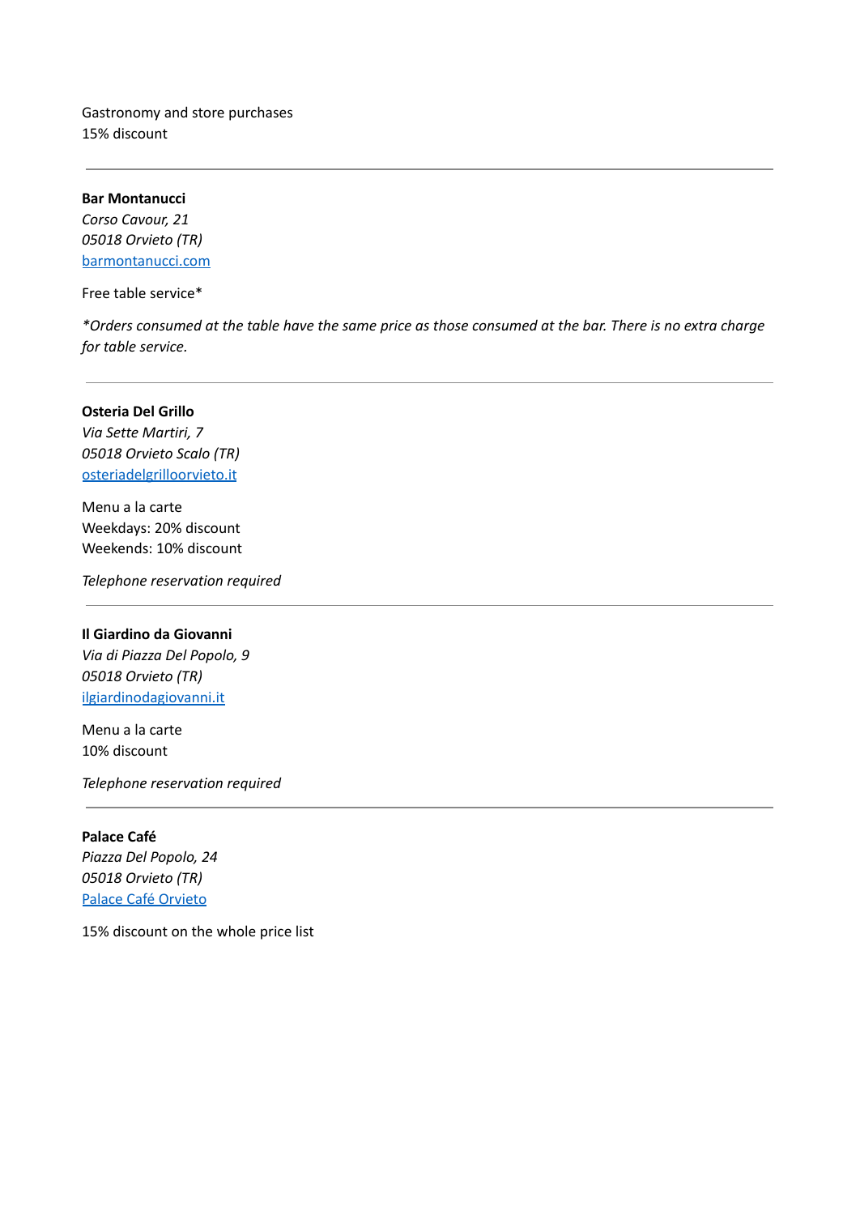Gastronomy and store purchases
15% discount

---

**Bar Montanucci**
*Corso Cavour, 21*
*05018 Orvieto (TR)*
[barmontanucci.com](barmontanucci.com)

Free table service*

*\*Orders consumed at the table have the same price as those consumed at the bar. There is no extra charge for table service.*

---

**Osteria Del Grillo**
*Via Sette Martiri, 7*
*05018 Orvieto Scalo (TR)*
[osteriadelgrilloorvieto.it](osteriadelgrilloorvieto.it)

Menu a la carte
Weekdays: 20% discount
Weekends: 10% discount

*Telephone reservation required*

---

**Il Giardino da Giovanni**
*Via di Piazza Del Popolo, 9*
*05018 Orvieto (TR)*
[ilgiardinodagiovanni.it](ilgiardinodagiovanni.it)

Menu a la carte
10% discount

*Telephone reservation required*

---

**Palace Café**
*Piazza Del Popolo, 24*
*05018 Orvieto (TR)*
Palace Café Orvieto

15% discount on the whole price list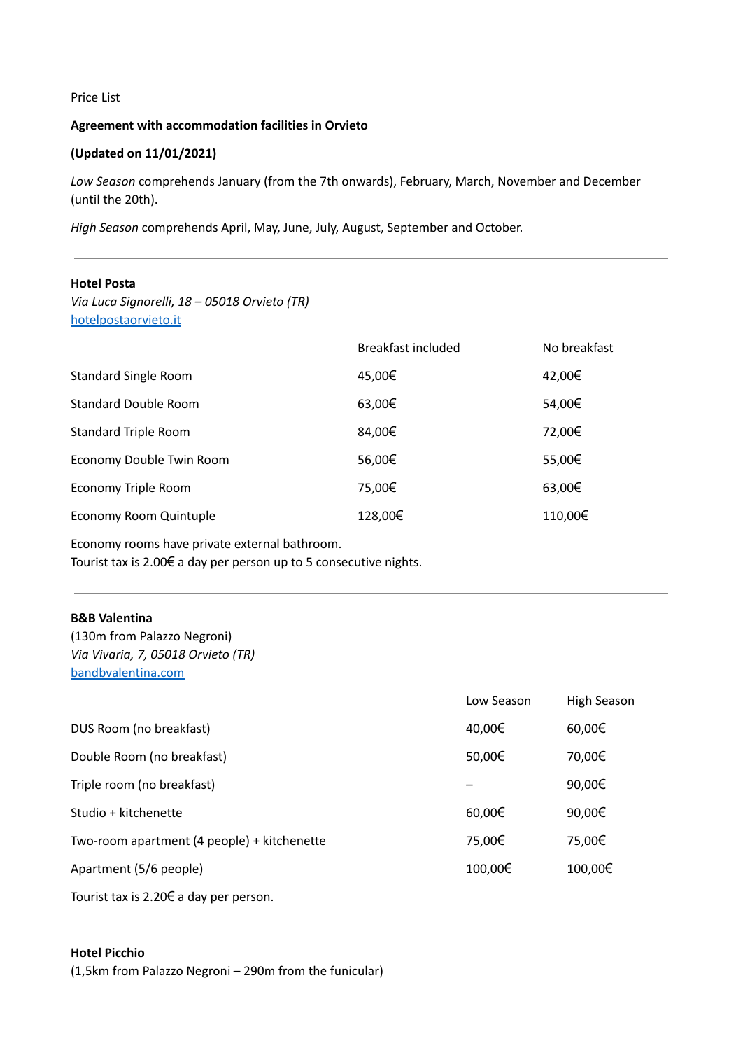Price List

**Agreement with accommodation facilities in Orvieto**

**(Updated on 11/01/2021)**

*Low Season* comprehends January (from the 7th onwards), February, March, November and December (until the 20th).

*High Season* comprehends April, May, June, July, August, September and October.

---

**Hotel Posta**
*Via Luca Signorelli, 18 – 05018 Orvieto (TR)*
[hotelpostaorvieto.it](hotelpostaorvieto.it)

| | Breakfast included | No breakfast |
|---|---|---|
| Standard Single Room | 45,00€ | 42,00€ |
| Standard Double Room | 63,00€ | 54,00€ |
| Standard Triple Room | 84,00€ | 72,00€ |
| Economy Double Twin Room | 56,00€ | 55,00€ |
| Economy Triple Room | 75,00€ | 63,00€ |
| Economy Room Quintuple | 128,00€ | 110,00€ |

Economy rooms have private external bathroom.
Tourist tax is 2.00€ a day per person up to 5 consecutive nights.

---

**B&B Valentina**
(130m from Palazzo Negroni)
*Via Vivaria, 7, 05018 Orvieto (TR)*
[bandbvalentina.com](bandbvalentina.com)

| | Low Season | High Season |
|---|---|---|
| DUS Room (no breakfast) | 40,00€ | 60,00€ |
| Double Room (no breakfast) | 50,00€ | 70,00€ |
| Triple room (no breakfast) | – | 90,00€ |
| Studio + kitchenette | 60,00€ | 90,00€ |
| Two-room apartment (4 people) + kitchenette | 75,00€ | 75,00€ |
| Apartment (5/6 people) | 100,00€ | 100,00€ |

Tourist tax is 2.20€ a day per person.

---

**Hotel Picchio**
(1,5km from Palazzo Negroni – 290m from the funicular)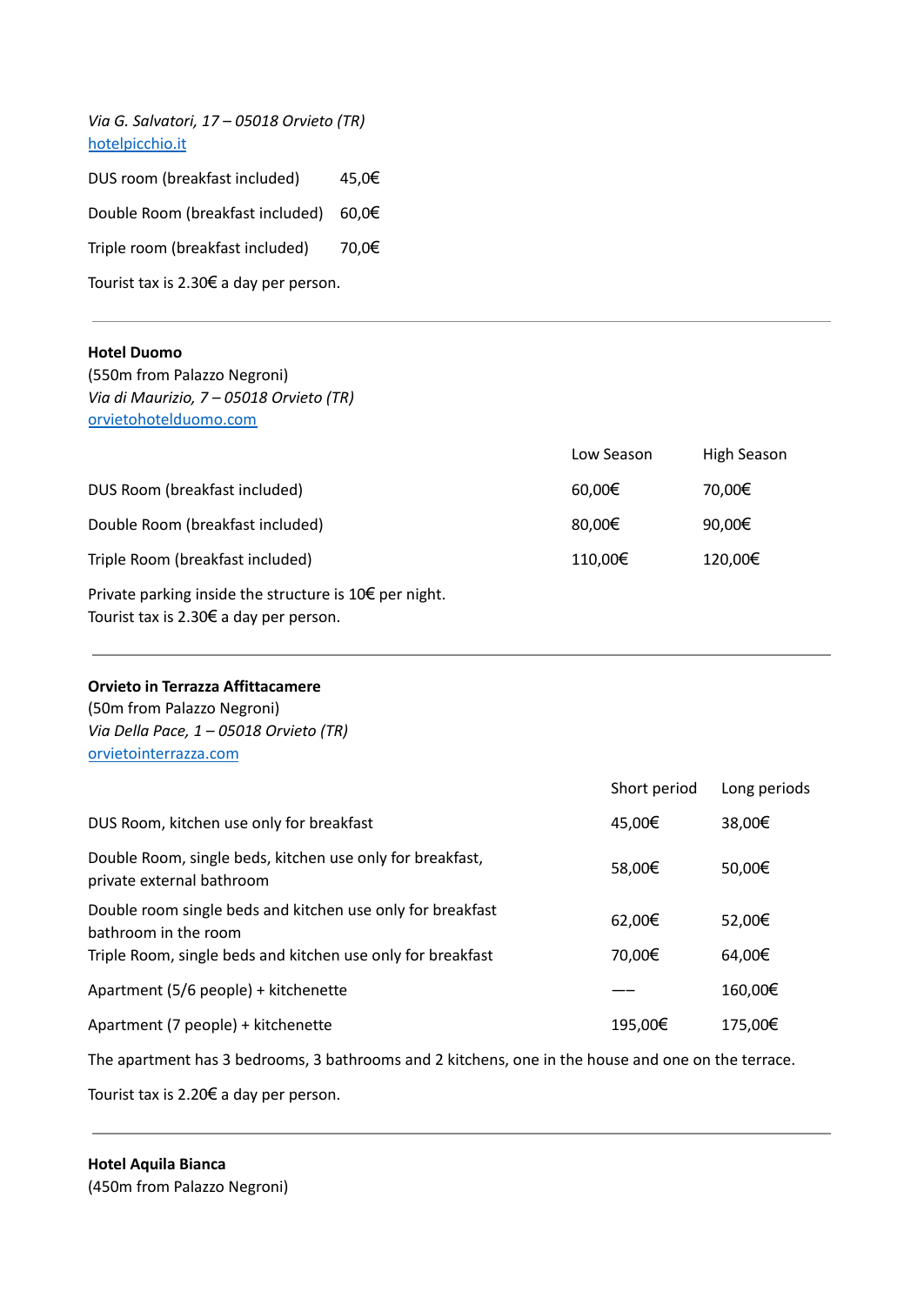*Via G. Salvatori, 17 – 05018 Orvieto (TR)*
[hotelpicchio.it](hotelpicchio.it)

| | |
|---|---|
| DUS room (breakfast included) | 45,0€ |
| Double Room (breakfast included) | 60,0€ |
| Triple room (breakfast included) | 70,0€ |

Tourist tax is 2.30€ a day per person.

---

**Hotel Duomo**
(550m from Palazzo Negroni)
*Via di Maurizio, 7 – 05018 Orvieto (TR)*
[orvietohotelduomo.com](orvietohotelduomo.com)

| | Low Season | High Season |
|---|---|---|
| DUS Room (breakfast included) | 60,00€ | 70,00€ |
| Double Room (breakfast included) | 80,00€ | 90,00€ |
| Triple Room (breakfast included) | 110,00€ | 120,00€ |

Private parking inside the structure is 10€ per night.
Tourist tax is 2.30€ a day per person.

---

**Orvieto in Terrazza Affittacamere**
(50m from Palazzo Negroni)
*Via Della Pace, 1 – 05018 Orvieto (TR)*
[orvietointerrazza.com](orvietointerrazza.com)

| | Short period | Long periods |
|---|---|---|
| DUS Room, kitchen use only for breakfast | 45,00€ | 38,00€ |
| Double Room, single beds, kitchen use only for breakfast, private external bathroom | 58,00€ | 50,00€ |
| Double room single beds and kitchen use only for breakfast bathroom in the room | 62,00€ | 52,00€ |
| Triple Room, single beds and kitchen use only for breakfast | 70,00€ | 64,00€ |
| Apartment (5/6 people) + kitchenette | —– | 160,00€ |
| Apartment (7 people) + kitchenette | 195,00€ | 175,00€ |

The apartment has 3 bedrooms, 3 bathrooms and 2 kitchens, one in the house and one on the terrace.

Tourist tax is 2.20€ a day per person.

---

**Hotel Aquila Bianca**
(450m from Palazzo Negroni)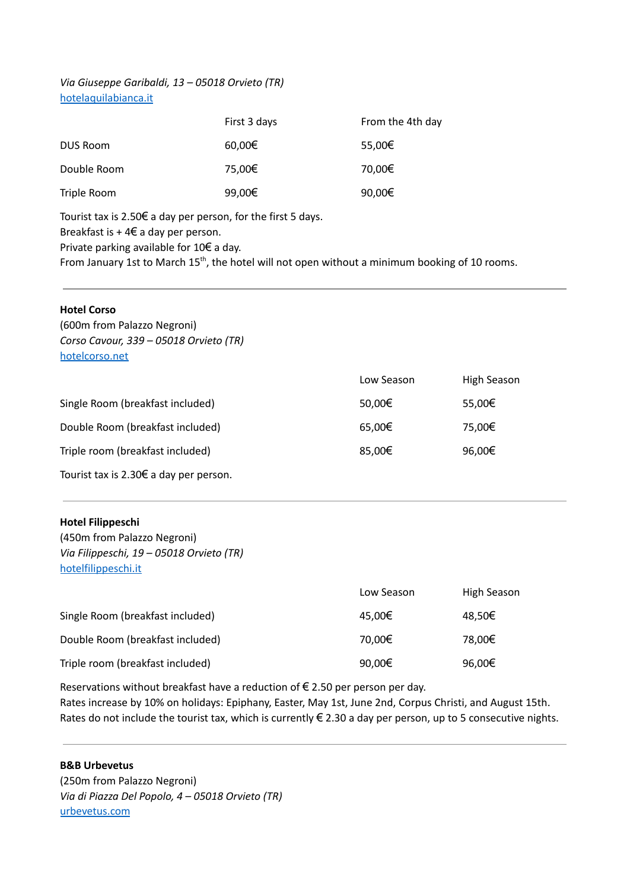*Via Giuseppe Garibaldi, 13 – 05018 Orvieto (TR)*
[hotelaquilabianca.it](hotelaquilabianca.it)

| | First 3 days | From the 4th day |
|---|---|---|
| DUS Room | 60,00€ | 55,00€ |
| Double Room | 75,00€ | 70,00€ |
| Triple Room | 99,00€ | 90,00€ |

Tourist tax is 2.50€ a day per person, for the first 5 days.
Breakfast is + 4€ a day per person.
Private parking available for 10€ a day.
From January 1st to March 15th, the hotel will not open without a minimum booking of 10 rooms.

---

**Hotel Corso**
(600m from Palazzo Negroni)
*Corso Cavour, 339 – 05018 Orvieto (TR)*
[hotelcorso.net](hotelcorso.net)

| | Low Season | High Season |
|---|---|---|
| Single Room (breakfast included) | 50,00€ | 55,00€ |
| Double Room (breakfast included) | 65,00€ | 75,00€ |
| Triple room (breakfast included) | 85,00€ | 96,00€ |

Tourist tax is 2.30€ a day per person.

---

**Hotel Filippeschi**
(450m from Palazzo Negroni)
*Via Filippeschi, 19 – 05018 Orvieto (TR)*
[hotelfilippeschi.it](hotelfilippeschi.it)

| | Low Season | High Season |
|---|---|---|
| Single Room (breakfast included) | 45,00€ | 48,50€ |
| Double Room (breakfast included) | 70,00€ | 78,00€ |
| Triple room (breakfast included) | 90,00€ | 96,00€ |

Reservations without breakfast have a reduction of € 2.50 per person per day.
Rates increase by 10% on holidays: Epiphany, Easter, May 1st, June 2nd, Corpus Christi, and August 15th.
Rates do not include the tourist tax, which is currently € 2.30 a day per person, up to 5 consecutive nights.

---

**B&B Urbevetus**
(250m from Palazzo Negroni)
*Via di Piazza Del Popolo, 4 – 05018 Orvieto (TR)*
[urbevetus.com](urbevetus.com)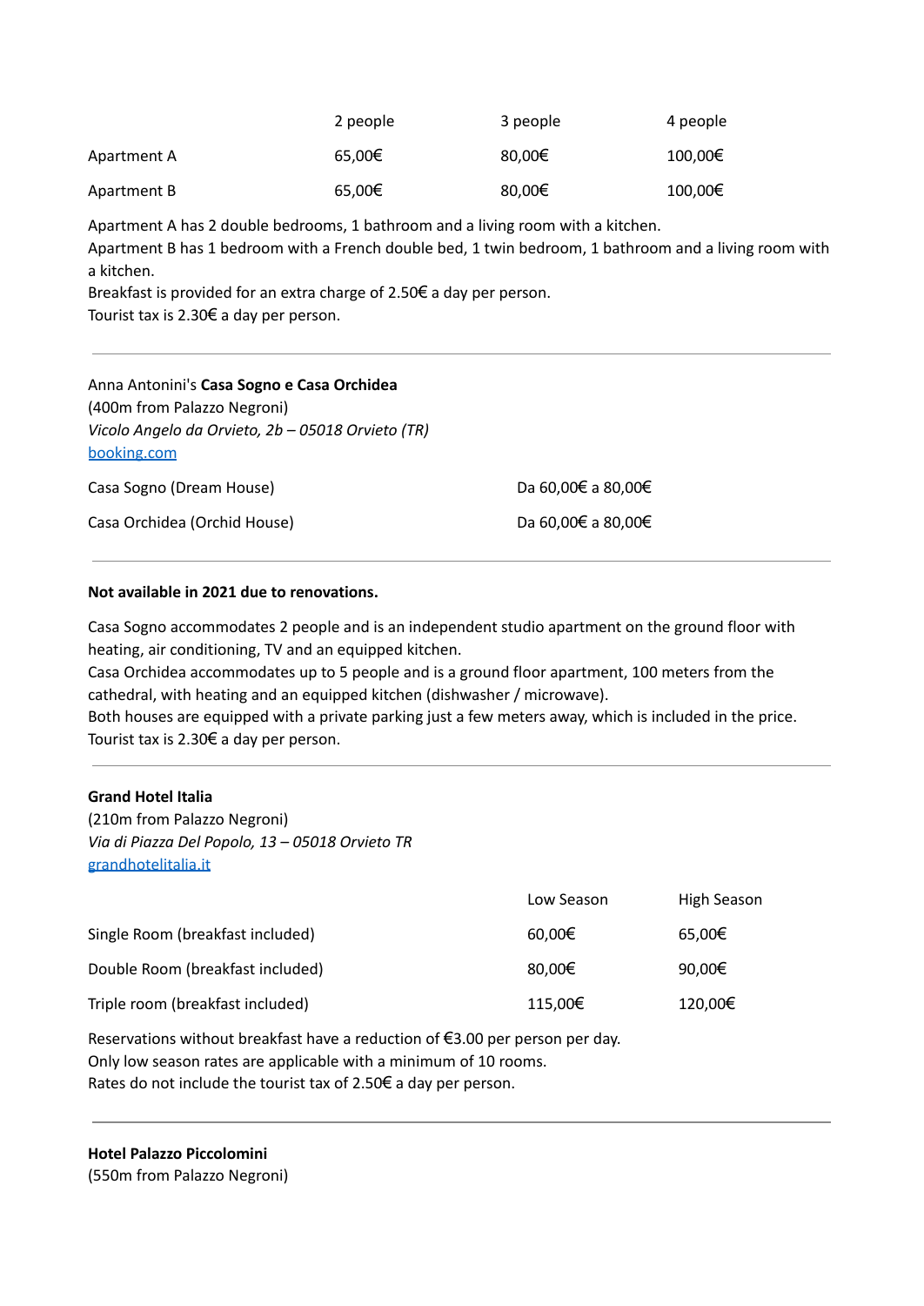| | 2 people | 3 people | 4 people |
|---|---|---|---|
| Apartment A | 65,00€ | 80,00€ | 100,00€ |
| Apartment B | 65,00€ | 80,00€ | 100,00€ |

Apartment A has 2 double bedrooms, 1 bathroom and a living room with a kitchen.
Apartment B has 1 bedroom with a French double bed, 1 twin bedroom, 1 bathroom and a living room with a kitchen.
Breakfast is provided for an extra charge of 2.50€ a day per person.
Tourist tax is 2.30€ a day per person.

---

Anna Antonini's **Casa Sogno e Casa Orchidea**
(400m from Palazzo Negroni)
*Vicolo Angelo da Orvieto, 2b – 05018 Orvieto (TR)*
[booking.com](booking.com)

| | |
|---|---|
| Casa Sogno (Dream House) | Da 60,00€ a 80,00€ |
| Casa Orchidea (Orchid House) | Da 60,00€ a 80,00€ |

---

**Not available in 2021 due to renovations.**

Casa Sogno accommodates 2 people and is an independent studio apartment on the ground floor with heating, air conditioning, TV and an equipped kitchen.
Casa Orchidea accommodates up to 5 people and is a ground floor apartment, 100 meters from the cathedral, with heating and an equipped kitchen (dishwasher / microwave).
Both houses are equipped with a private parking just a few meters away, which is included in the price.
Tourist tax is 2.30€ a day per person.

---

**Grand Hotel Italia**
(210m from Palazzo Negroni)
*Via di Piazza Del Popolo, 13 – 05018 Orvieto TR*
[grandhotelitalia.it](grandhotelitalia.it)

| | Low Season | High Season |
|---|---|---|
| Single Room (breakfast included) | 60,00€ | 65,00€ |
| Double Room (breakfast included) | 80,00€ | 90,00€ |
| Triple room (breakfast included) | 115,00€ | 120,00€ |

Reservations without breakfast have a reduction of €3.00 per person per day.
Only low season rates are applicable with a minimum of 10 rooms.
Rates do not include the tourist tax of 2.50€ a day per person.

---

**Hotel Palazzo Piccolomini**
(550m from Palazzo Negroni)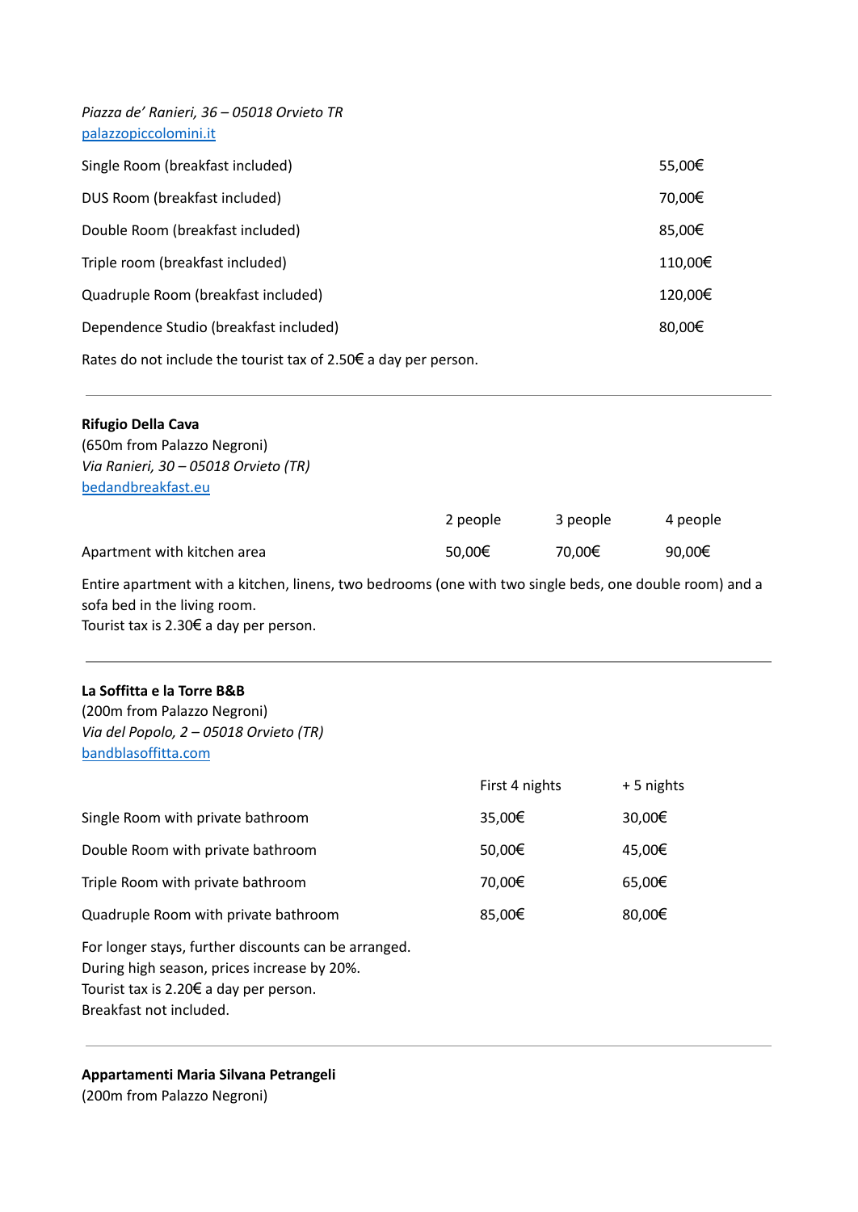*Piazza de' Ranieri, 36 – 05018 Orvieto TR*
[palazzopiccolomini.it](palazzopiccolomini.it)

| | |
|---|---|
| Single Room (breakfast included) | 55,00€ |
| DUS Room (breakfast included) | 70,00€ |
| Double Room (breakfast included) | 85,00€ |
| Triple room (breakfast included) | 110,00€ |
| Quadruple Room (breakfast included) | 120,00€ |
| Dependence Studio (breakfast included) | 80,00€ |

Rates do not include the tourist tax of 2.50€ a day per person.

---

**Rifugio Della Cava**
(650m from Palazzo Negroni)
*Via Ranieri, 30 – 05018 Orvieto (TR)*
[bedandbreakfast.eu](bedandbreakfast.eu)

| | 2 people | 3 people | 4 people |
|---|---|---|---|
| Apartment with kitchen area | 50,00€ | 70,00€ | 90,00€ |

Entire apartment with a kitchen, linens, two bedrooms (one with two single beds, one double room) and a sofa bed in the living room.
Tourist tax is 2.30€ a day per person.

---

**La Soffitta e la Torre B&B**
(200m from Palazzo Negroni)
*Via del Popolo, 2 – 05018 Orvieto (TR)*
[bandblasoffitta.com](bandblasoffitta.com)

| | First 4 nights | + 5 nights |
|---|---|---|
| Single Room with private bathroom | 35,00€ | 30,00€ |
| Double Room with private bathroom | 50,00€ | 45,00€ |
| Triple Room with private bathroom | 70,00€ | 65,00€ |
| Quadruple Room with private bathroom | 85,00€ | 80,00€ |

For longer stays, further discounts can be arranged.
During high season, prices increase by 20%.
Tourist tax is 2.20€ a day per person.
Breakfast not included.

---

**Appartamenti Maria Silvana Petrangeli**
(200m from Palazzo Negroni)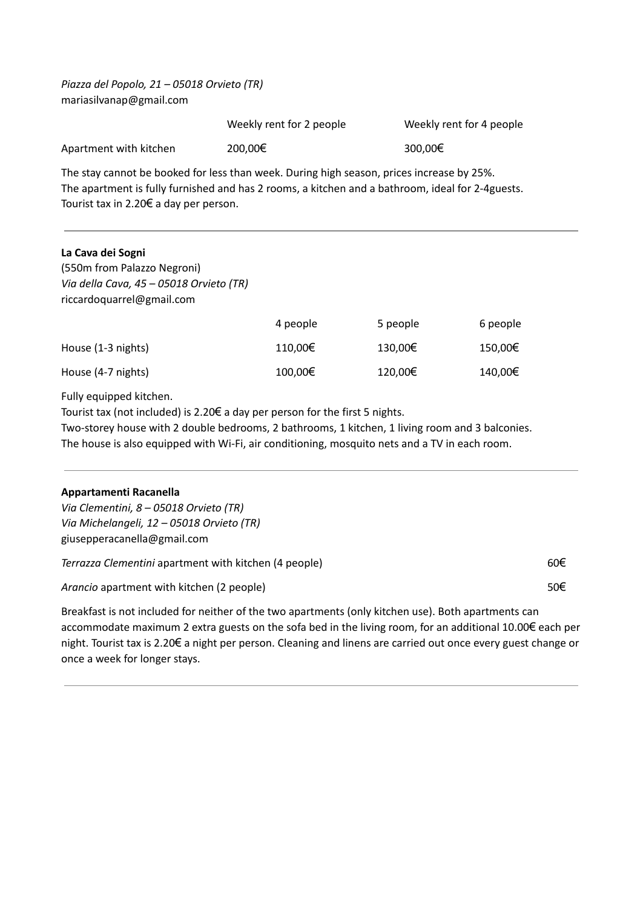*Piazza del Popolo, 21 – 05018 Orvieto (TR)*
mariasilvanap@gmail.com

| | Weekly rent for 2 people | Weekly rent for 4 people |
|---|---|---|
| Apartment with kitchen | 200,00€ | 300,00€ |

The stay cannot be booked for less than week. During high season, prices increase by 25%.
The apartment is fully furnished and has 2 rooms, a kitchen and a bathroom, ideal for 2-4guests.
Tourist tax in 2.20€ a day per person.

---

**La Cava dei Sogni**
(550m from Palazzo Negroni)
*Via della Cava, 45 – 05018 Orvieto (TR)*
riccardoquarrel@gmail.com

| | 4 people | 5 people | 6 people |
|---|---|---|---|
| House (1-3 nights) | 110,00€ | 130,00€ | 150,00€ |
| House (4-7 nights) | 100,00€ | 120,00€ | 140,00€ |

Fully equipped kitchen.
Tourist tax (not included) is 2.20€ a day per person for the first 5 nights.
Two-storey house with 2 double bedrooms, 2 bathrooms, 1 kitchen, 1 living room and 3 balconies.
The house is also equipped with Wi-Fi, air conditioning, mosquito nets and a TV in each room.

---

**Appartamenti Racanella**
*Via Clementini, 8 – 05018 Orvieto (TR)*
*Via Michelangeli, 12 – 05018 Orvieto (TR)*
giusepperacanella@gmail.com

| | |
|---|---|
| *Terrazza Clementini* apartment with kitchen (4 people) | 60€ |
| *Arancio* apartment with kitchen (2 people) | 50€ |

Breakfast is not included for neither of the two apartments (only kitchen use). Both apartments can accommodate maximum 2 extra guests on the sofa bed in the living room, for an additional 10.00€ each per night. Tourist tax is 2.20€ a night per person. Cleaning and linens are carried out once every guest change or once a week for longer stays.

---